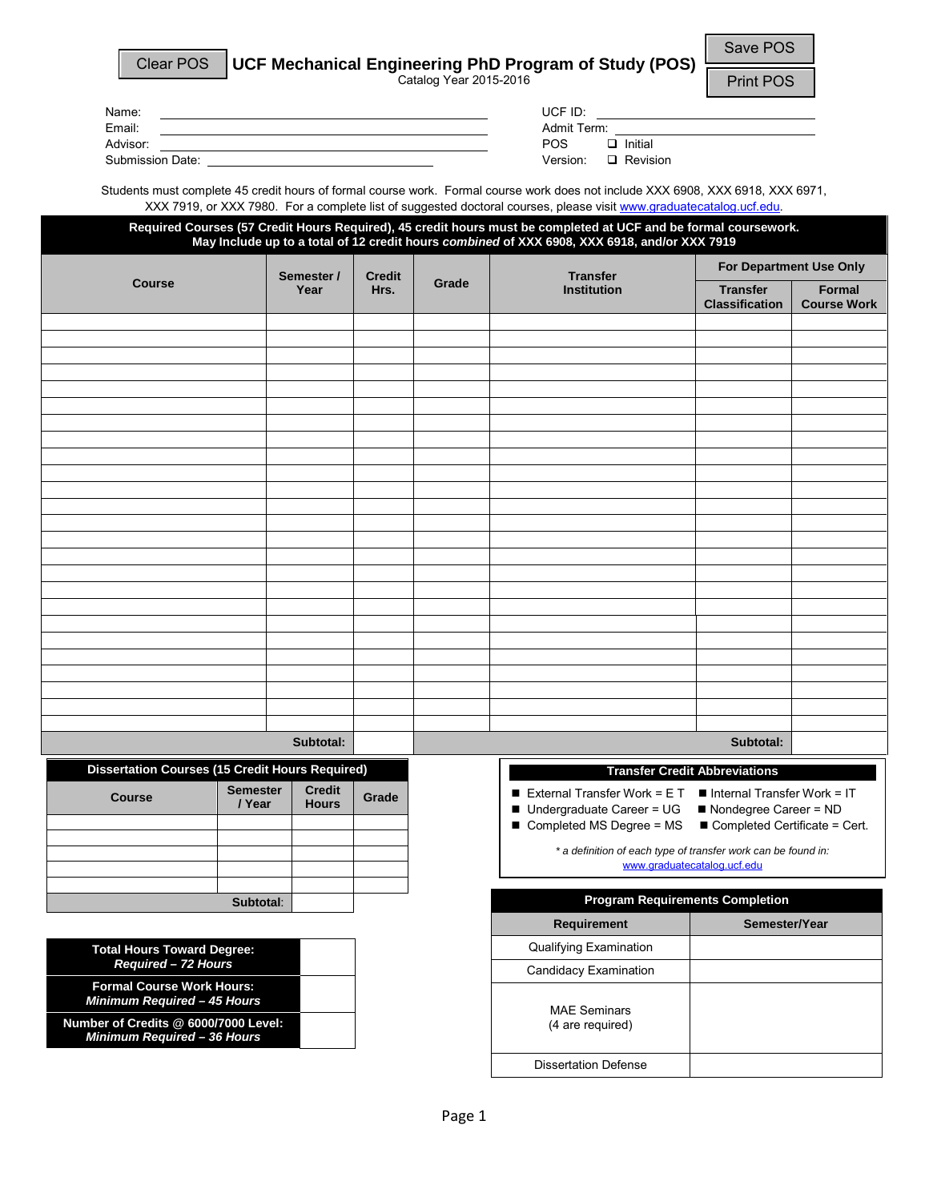Clear POS

# UCF Mechanical Engineering PhD Program of Study (POS)

Catalog Year 2015-2016

Save POS

Print POS

Name: ______________________

Email: ______________________

Advisor: ______________________

Submission Date: ______________________

UCF ID: ______________________

Admit Term: ______________________

POS Version: ❑ Initial ❑ Revision

Students must complete 45 credit hours of formal course work. Formal course work does not include XXX 6908, XXX 6918, XXX 6971, XXX 7919, or XXX 7980. For a complete list of suggested doctoral courses, please visit www.graduatecatalog.ucf.edu.

**Required Courses (57 Credit Hours Required), 45 credit hours must be completed at UCF and be formal coursework. May Include up to a total of 12 credit hours *combined* of XXX 6908, XXX 6918, and/or XXX 7919**

| Course | Semester / Year | Credit Hrs. | Grade | Transfer Institution | For Department Use Only | |
|---|---|---|---|---|---|---|
| | | | | | Transfer Classification | Formal Course Work |
| | | | | | | |
| | | | | | | |
| | | | | | | |
| | | | | | | |
| | | | | | | |
| | | | | | | |
| | | | | | | |
| | | | | | | |
| | | | | | | |
| | | | | | | |
| | | | | | | |
| | | | | | | |
| | | | | | | |
| | | | | | | |
| | | | | | | |
| | | | | | | |
| | | | | | | |
| | | | | | | |
| | | | | | | |
| | | | | | | |
| | | | | | | |
| | | | | | | |
| | | | | | | |
| | | | | | | |
| | | | | | | |
| | Subtotal: | | | | Subtotal: | |

**Dissertation Courses (15 Credit Hours Required)**

| Course | Semester / Year | Credit Hours | Grade |
|---|---|---|---|
| | | | |
| | | | |
| | | | |
| | | | |
| | | | |
| | Subtotal: | | |

**Transfer Credit Abbreviations**

- External Transfer Work = E T
- Internal Transfer Work = IT
- Undergraduate Career = UG
- Nondegree Career = ND
- Completed MS Degree = MS
- Completed Certificate = Cert.

*\* a definition of each type of transfer work can be found in:* www.graduatecatalog.ucf.edu

| | |
|---|---|
| **Total Hours Toward Degree:** ***Required – 72 Hours*** | |
| **Formal Course Work Hours:** ***Minimum Required – 45 Hours*** | |
| **Number of Credits @ 6000/7000 Level:** ***Minimum Required – 36 Hours*** | |

**Program Requirements Completion**

| Requirement | Semester/Year |
|---|---|
| Qualifying Examination | |
| Candidacy Examination | |
| MAE Seminars (4 are required) | |
| Dissertation Defense | |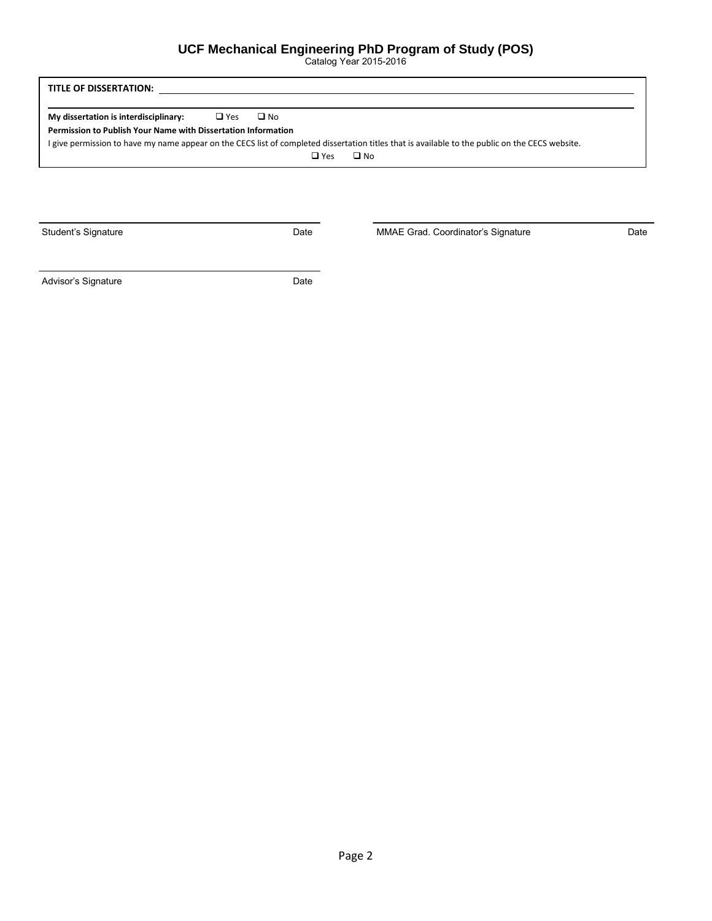# UCF Mechanical Engineering PhD Program of Study (POS)

Catalog Year 2015-2016

**TITLE OF DISSERTATION:** ______________________________

**My dissertation is interdisciplinary:** ❑ Yes ❑ No

**Permission to Publish Your Name with Dissertation Information**

I give permission to have my name appear on the CECS list of completed dissertation titles that is available to the public on the CECS website.

❑ Yes ❑ No

______________________________

Student's Signature Date

______________________________

MMAE Grad. Coordinator's Signature Date

______________________________

Advisor's Signature Date